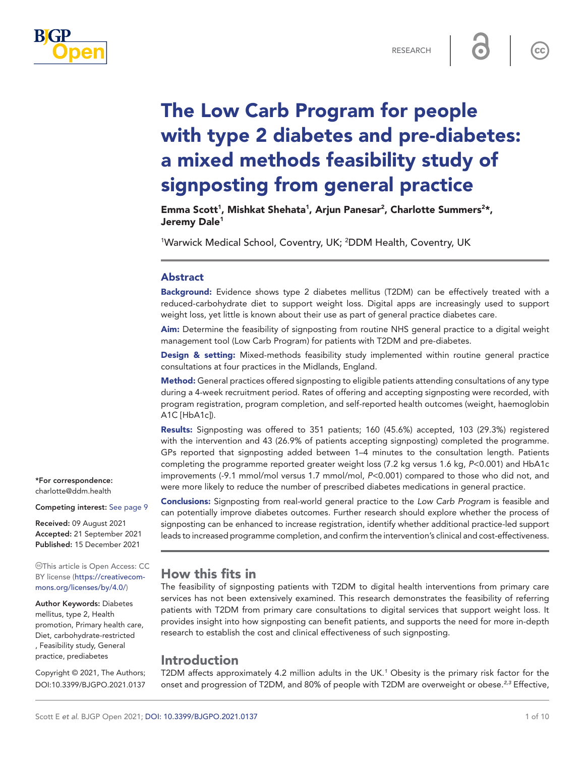# The Low Carb Program for people with type 2 diabetes and pre-diabetes: a mixed methods feasibility study of signposting from general practice

**Emma Scott[1], Mishkat Shehata[1], Arjun Panesar[2], Charlotte Summers[2]*, Jeremy Dale[1]**

[1]Warwick Medical School, Coventry, UK; [2]DDM Health, Coventry, UK

## Abstract

**Background:** Evidence shows type 2 diabetes mellitus (T2DM) can be effectively treated with a reduced-carbohydrate diet to support weight loss. Digital apps are increasingly used to support weight loss, yet little is known about their use as part of general practice diabetes care.

**Aim:** Determine the feasibility of signposting from routine NHS general practice to a digital weight management tool (Low Carb Program) for patients with T2DM and pre-diabetes.

**Design & setting:** Mixed-methods feasibility study implemented within routine general practice consultations at four practices in the Midlands, England.

**Method:** General practices offered signposting to eligible patients attending consultations of any type during a 4-week recruitment period. Rates of offering and accepting signposting were recorded, with program registration, program completion, and self-reported health outcomes (weight, haemoglobin A1C [HbA1c]).

**Results:** Signposting was offered to 351 patients; 160 (45.6%) accepted, 103 (29.3%) registered with the intervention and 43 (26.9% of patients accepting signposting) completed the programme. GPs reported that signposting added between 1–4 minutes to the consultation length. Patients completing the programme reported greater weight loss (7.2 kg versus 1.6 kg, $P<0.001$) and HbA1c improvements (-9.1 mmol/mol versus 1.7 mmol/mol, $P<0.001$) compared to those who did not, and were more likely to reduce the number of prescribed diabetes medications in general practice.

**Conclusions:** Signposting from real-world general practice to the *Low Carb Program* is feasible and can potentially improve diabetes outcomes. Further research should explore whether the process of signposting can be enhanced to increase registration, identify whether additional practice-led support leads to increased programme completion, and confirm the intervention's clinical and cost-effectiveness.

*For correspondence: charlotte@ddm.health

**Competing interest:** See page 9

**Received:** 09 August 2021
**Accepted:** 21 September 2021
**Published:** 15 December 2021

This article is Open Access: CC BY license (https://creativecommons.org/licenses/by/4.0/)

**Author Keywords:** Diabetes mellitus, type 2, Health promotion, Primary health care, Diet, carbohydrate-restricted, Feasibility study, General practice, prediabetes

Copyright © 2021, The Authors; DOI:10.3399/BJGPO.2021.0137

## How this fits in

The feasibility of signposting patients with T2DM to digital health interventions from primary care services has not been extensively examined. This research demonstrates the feasibility of referring patients with T2DM from primary care consultations to digital services that support weight loss. It provides insight into how signposting can benefit patients, and supports the need for more in-depth research to establish the cost and clinical effectiveness of such signposting.

## Introduction

T2DM affects approximately 4.2 million adults in the UK.[1] Obesity is the primary risk factor for the onset and progression of T2DM, and 80% of people with T2DM are overweight or obese.[2,3] Effective,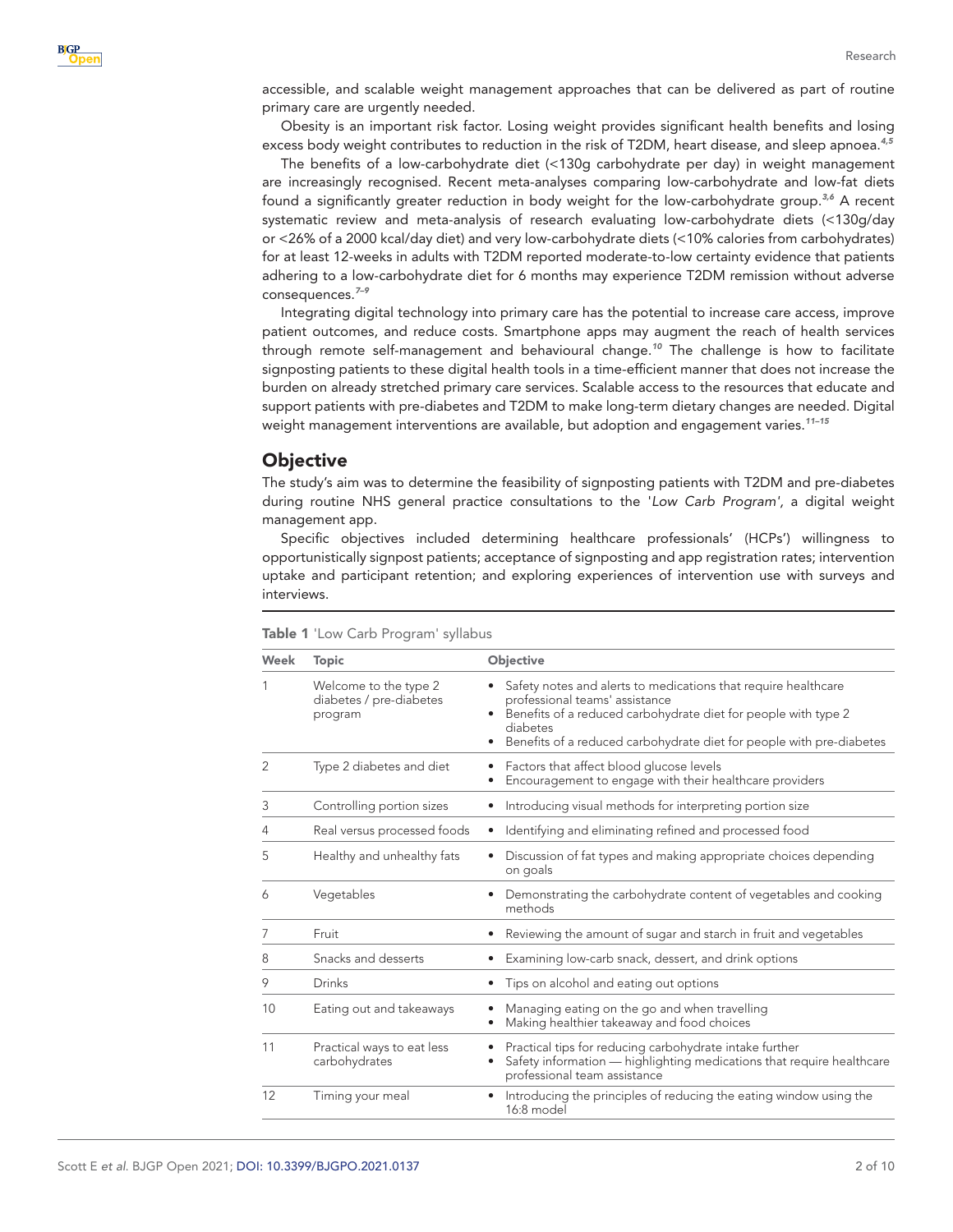accessible, and scalable weight management approaches that can be delivered as part of routine primary care are urgently needed.

Obesity is an important risk factor. Losing weight provides significant health benefits and losing excess body weight contributes to reduction in the risk of T2DM, heart disease, and sleep apnoea.[4,5]

The benefits of a low-carbohydrate diet (<130g carbohydrate per day) in weight management are increasingly recognised. Recent meta-analyses comparing low-carbohydrate and low-fat diets found a significantly greater reduction in body weight for the low-carbohydrate group.[3,6] A recent systematic review and meta-analysis of research evaluating low-carbohydrate diets (<130g/day or <26% of a 2000 kcal/day diet) and very low-carbohydrate diets (<10% calories from carbohydrates) for at least 12-weeks in adults with T2DM reported moderate-to-low certainty evidence that patients adhering to a low-carbohydrate diet for 6 months may experience T2DM remission without adverse consequences.[7–9]

Integrating digital technology into primary care has the potential to increase care access, improve patient outcomes, and reduce costs. Smartphone apps may augment the reach of health services through remote self-management and behavioural change.[10] The challenge is how to facilitate signposting patients to these digital health tools in a time-efficient manner that does not increase the burden on already stretched primary care services. Scalable access to the resources that educate and support patients with pre-diabetes and T2DM to make long-term dietary changes are needed. Digital weight management interventions are available, but adoption and engagement varies.[11–15]

## Objective

The study's aim was to determine the feasibility of signposting patients with T2DM and pre-diabetes during routine NHS general practice consultations to the '*Low Carb Program*', a digital weight management app.

Specific objectives included determining healthcare professionals' (HCPs') willingness to opportunistically signpost patients; acceptance of signposting and app registration rates; intervention uptake and participant retention; and exploring experiences of intervention use with surveys and interviews.

**Table 1** 'Low Carb Program' syllabus

| Week | Topic | Objective |
|---|---|---|
| 1 | Welcome to the type 2 diabetes / pre-diabetes program | • Safety notes and alerts to medications that require healthcare professional teams' assistance<br>• Benefits of a reduced carbohydrate diet for people with type 2 diabetes<br>• Benefits of a reduced carbohydrate diet for people with pre-diabetes |
| 2 | Type 2 diabetes and diet | • Factors that affect blood glucose levels<br>• Encouragement to engage with their healthcare providers |
| 3 | Controlling portion sizes | • Introducing visual methods for interpreting portion size |
| 4 | Real versus processed foods | • Identifying and eliminating refined and processed food |
| 5 | Healthy and unhealthy fats | • Discussion of fat types and making appropriate choices depending on goals |
| 6 | Vegetables | • Demonstrating the carbohydrate content of vegetables and cooking methods |
| 7 | Fruit | • Reviewing the amount of sugar and starch in fruit and vegetables |
| 8 | Snacks and desserts | • Examining low-carb snack, dessert, and drink options |
| 9 | Drinks | • Tips on alcohol and eating out options |
| 10 | Eating out and takeaways | • Managing eating on the go and when travelling<br>• Making healthier takeaway and food choices |
| 11 | Practical ways to eat less carbohydrates | • Practical tips for reducing carbohydrate intake further<br>• Safety information — highlighting medications that require healthcare professional team assistance |
| 12 | Timing your meal | • Introducing the principles of reducing the eating window using the 16:8 model |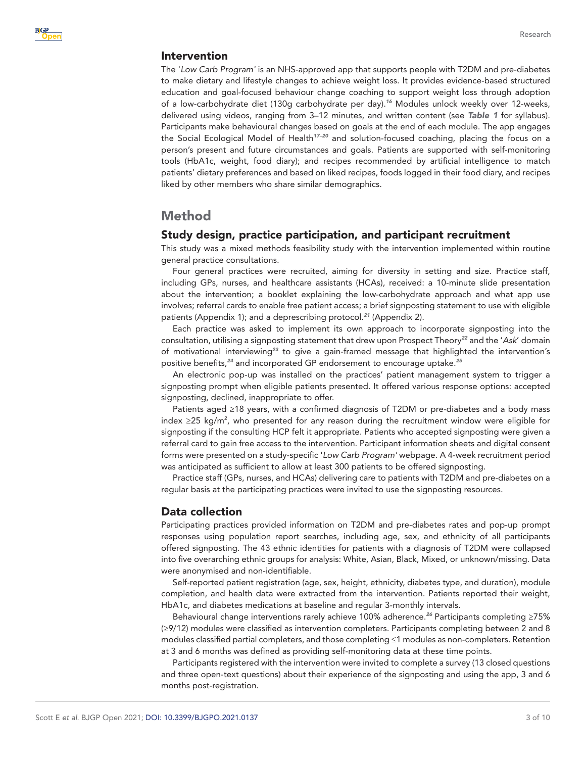## Intervention

The '*Low Carb Program*' is an NHS-approved app that supports people with T2DM and pre-diabetes to make dietary and lifestyle changes to achieve weight loss. It provides evidence-based structured education and goal-focused behaviour change coaching to support weight loss through adoption of a low-carbohydrate diet (130g carbohydrate per day).[16] Modules unlock weekly over 12-weeks, delivered using videos, ranging from 3–12 minutes, and written content (see ***Table 1*** for syllabus). Participants make behavioural changes based on goals at the end of each module. The app engages the Social Ecological Model of Health[17–20] and solution-focused coaching, placing the focus on a person's present and future circumstances and goals. Patients are supported with self-monitoring tools (HbA1c, weight, food diary); and recipes recommended by artificial intelligence to match patients' dietary preferences and based on liked recipes, foods logged in their food diary, and recipes liked by other members who share similar demographics.

# Method

## Study design, practice participation, and participant recruitment

This study was a mixed methods feasibility study with the intervention implemented within routine general practice consultations.

Four general practices were recruited, aiming for diversity in setting and size. Practice staff, including GPs, nurses, and healthcare assistants (HCAs), received: a 10-minute slide presentation about the intervention; a booklet explaining the low-carbohydrate approach and what app use involves; referral cards to enable free patient access; a brief signposting statement to use with eligible patients (Appendix 1); and a deprescribing protocol.[21] (Appendix 2).

Each practice was asked to implement its own approach to incorporate signposting into the consultation, utilising a signposting statement that drew upon Prospect Theory[22] and the '*Ask*' domain of motivational interviewing[23] to give a gain-framed message that highlighted the intervention's positive benefits,[24] and incorporated GP endorsement to encourage uptake.[25]

An electronic pop-up was installed on the practices' patient management system to trigger a signposting prompt when eligible patients presented. It offered various response options: accepted signposting, declined, inappropriate to offer.

Patients aged ≥18 years, with a confirmed diagnosis of T2DM or pre-diabetes and a body mass index ≥25 kg/m$^2$, who presented for any reason during the recruitment window were eligible for signposting if the consulting HCP felt it appropriate. Patients who accepted signposting were given a referral card to gain free access to the intervention. Participant information sheets and digital consent forms were presented on a study-specific '*Low Carb Program*' webpage. A 4-week recruitment period was anticipated as sufficient to allow at least 300 patients to be offered signposting.

Practice staff (GPs, nurses, and HCAs) delivering care to patients with T2DM and pre-diabetes on a regular basis at the participating practices were invited to use the signposting resources.

## Data collection

Participating practices provided information on T2DM and pre-diabetes rates and pop-up prompt responses using population report searches, including age, sex, and ethnicity of all participants offered signposting. The 43 ethnic identities for patients with a diagnosis of T2DM were collapsed into five overarching ethnic groups for analysis: White, Asian, Black, Mixed, or unknown/missing. Data were anonymised and non-identifiable.

Self-reported patient registration (age, sex, height, ethnicity, diabetes type, and duration), module completion, and health data were extracted from the intervention. Patients reported their weight, HbA1c, and diabetes medications at baseline and regular 3-monthly intervals.

Behavioural change interventions rarely achieve 100% adherence.[26] Participants completing ≥75% (≥9/12) modules were classified as intervention completers. Participants completing between 2 and 8 modules classified partial completers, and those completing ≤1 modules as non-completers. Retention at 3 and 6 months was defined as providing self-monitoring data at these time points.

Participants registered with the intervention were invited to complete a survey (13 closed questions and three open-text questions) about their experience of the signposting and using the app, 3 and 6 months post-registration.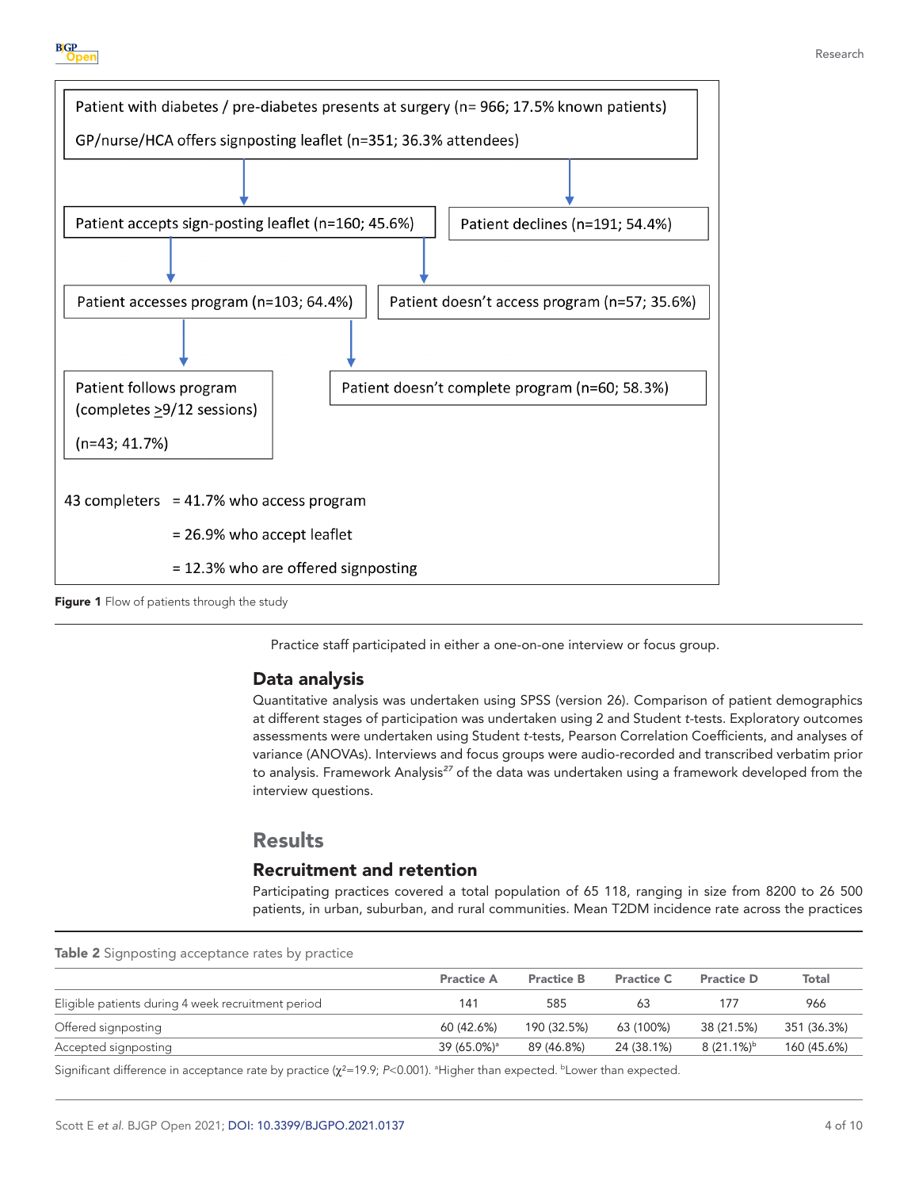Patient with diabetes / pre-diabetes presents at surgery (n= 966; 17.5% known patients)

GP/nurse/HCA offers signposting leaflet (n=351; 36.3% attendees)

Patient accepts sign-posting leaflet (n=160; 45.6%)

Patient declines (n=191; 54.4%)

Patient accesses program (n=103; 64.4%)

Patient doesn't access program (n=57; 35.6%)

Patient follows program (completes ≥9/12 sessions) (n=43; 41.7%)

Patient doesn't complete program (n=60; 58.3%)

43 completers = 41.7% who access program

= 26.9% who accept leaflet

= 12.3% who are offered signposting

**Figure 1** Flow of patients through the study

Practice staff participated in either a one-on-one interview or focus group.

## Data analysis

Quantitative analysis was undertaken using SPSS (version 26). Comparison of patient demographics at different stages of participation was undertaken using 2 and Student *t*-tests. Exploratory outcomes assessments were undertaken using Student *t*-tests, Pearson Correlation Coefficients, and analyses of variance (ANOVAs). Interviews and focus groups were audio-recorded and transcribed verbatim prior to analysis. Framework Analysis[27] of the data was undertaken using a framework developed from the interview questions.

# Results

## Recruitment and retention

Participating practices covered a total population of 65 118, ranging in size from 8200 to 26 500 patients, in urban, suburban, and rural communities. Mean T2DM incidence rate across the practices

**Table 2** Signposting acceptance rates by practice

| | Practice A | Practice B | Practice C | Practice D | Total |
|---|---|---|---|---|---|
| Eligible patients during 4 week recruitment period | 141 | 585 | 63 | 177 | 966 |
| Offered signposting | 60 (42.6%) | 190 (32.5%) | 63 (100%) | 38 (21.5%) | 351 (36.3%) |
| Accepted signposting | 39 (65.0%)[a] | 89 (46.8%) | 24 (38.1%) | 8 (21.1%)[b] | 160 (45.6%) |

Significant difference in acceptance rate by practice ($\chi^2$=19.9; $P$<0.001). [a]Higher than expected. [b]Lower than expected.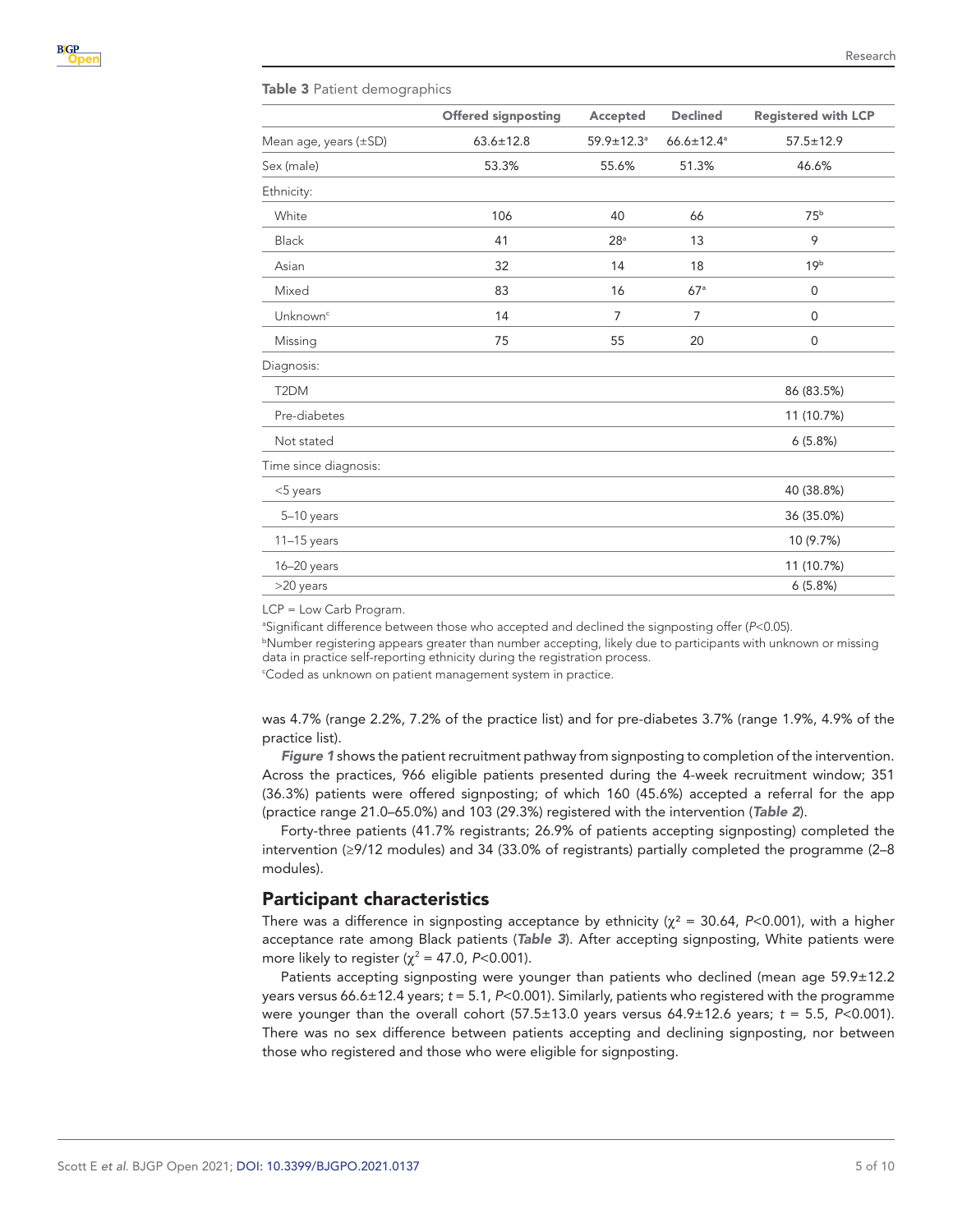**Table 3** Patient demographics

| | Offered signposting | Accepted | Declined | Registered with LCP |
|---|---|---|---|---|
| Mean age, years (±SD) | 63.6±12.8 | 59.9±12.3[a] | 66.6±12.4[a] | 57.5±12.9 |
| Sex (male) | 53.3% | 55.6% | 51.3% | 46.6% |
| Ethnicity: | | | | |
| White | 106 | 40 | 66 | 75[b] |
| Black | 41 | 28[a] | 13 | 9 |
| Asian | 32 | 14 | 18 | 19[b] |
| Mixed | 83 | 16 | 67[a] | 0 |
| Unknown[c] | 14 | 7 | 7 | 0 |
| Missing | 75 | 55 | 20 | 0 |
| Diagnosis: | | | | |
| T2DM | | | | 86 (83.5%) |
| Pre-diabetes | | | | 11 (10.7%) |
| Not stated | | | | 6 (5.8%) |
| Time since diagnosis: | | | | |
| <5 years | | | | 40 (38.8%) |
| 5–10 years | | | | 36 (35.0%) |
| 11–15 years | | | | 10 (9.7%) |
| 16–20 years | | | | 11 (10.7%) |
| >20 years | | | | 6 (5.8%) |

LCP = Low Carb Program.
[a]Significant difference between those who accepted and declined the signposting offer ($P$<0.05).
[b]Number registering appears greater than number accepting, likely due to participants with unknown or missing data in practice self-reporting ethnicity during the registration process.
[c]Coded as unknown on patient management system in practice.

was 4.7% (range 2.2%, 7.2% of the practice list) and for pre-diabetes 3.7% (range 1.9%, 4.9% of the practice list).

***Figure 1*** shows the patient recruitment pathway from signposting to completion of the intervention. Across the practices, 966 eligible patients presented during the 4-week recruitment window; 351 (36.3%) patients were offered signposting; of which 160 (45.6%) accepted a referral for the app (practice range 21.0–65.0%) and 103 (29.3%) registered with the intervention (***Table 2***).

Forty-three patients (41.7% registrants; 26.9% of patients accepting signposting) completed the intervention (≥9/12 modules) and 34 (33.0% of registrants) partially completed the programme (2–8 modules).

## Participant characteristics

There was a difference in signposting acceptance by ethnicity ($\chi^2$ = 30.64, $P$<0.001), with a higher acceptance rate among Black patients (***Table 3***). After accepting signposting, White patients were more likely to register ($\chi^2$ = 47.0, $P$<0.001).

Patients accepting signposting were younger than patients who declined (mean age 59.9±12.2 years versus 66.6±12.4 years; $t$ = 5.1, $P$<0.001). Similarly, patients who registered with the programme were younger than the overall cohort (57.5±13.0 years versus 64.9±12.6 years; $t$ = 5.5, $P$<0.001). There was no sex difference between patients accepting and declining signposting, nor between those who registered and those who were eligible for signposting.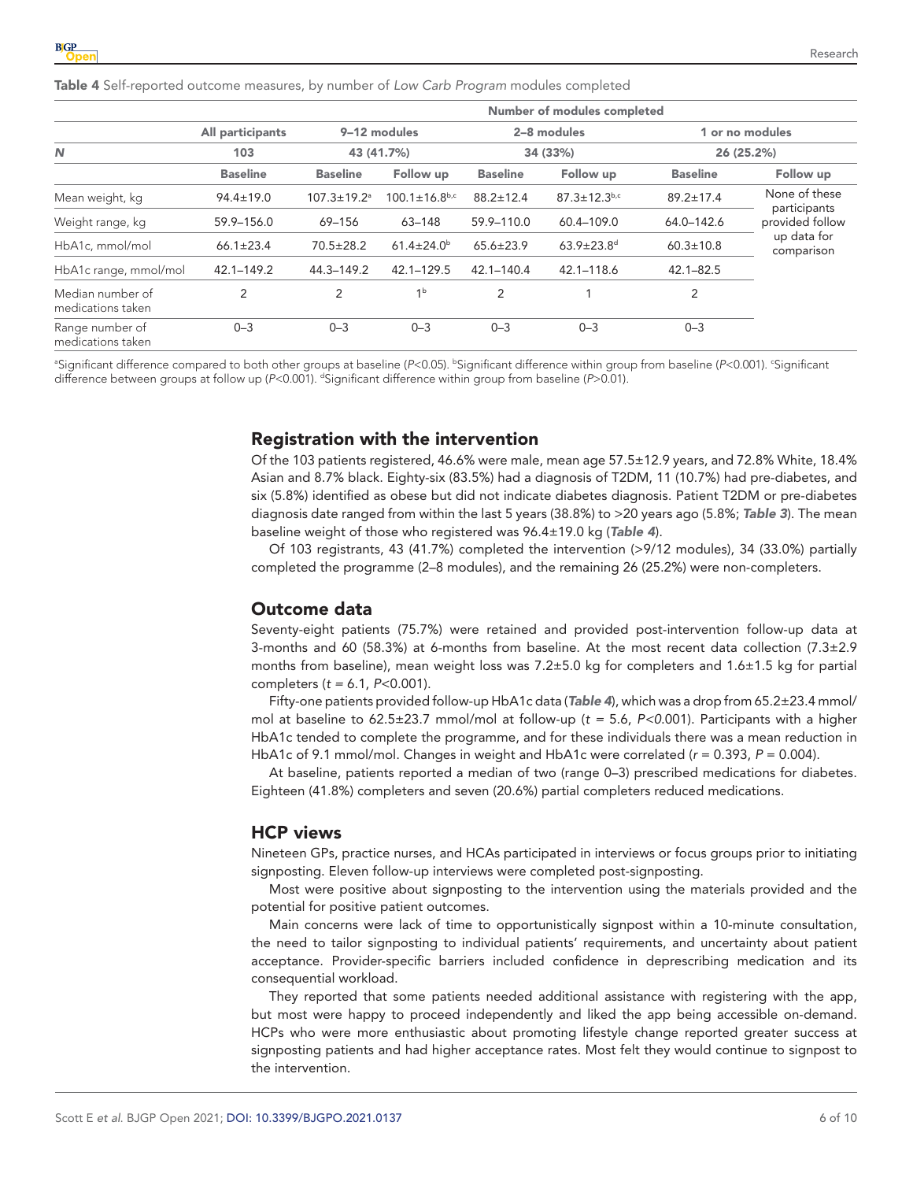**Table 4** Self-reported outcome measures, by number of *Low Carb Program* modules completed

| | All participants | Number of modules completed | | | | | |
|---|---|---|---|---|---|---|---|
| | | 9–12 modules | | 2–8 modules | | 1 or no modules | |
| ***N*** | 103 | 43 (41.7%) | | 34 (33%) | | 26 (25.2%) | |
| | **Baseline** | **Baseline** | **Follow up** | **Baseline** | **Follow up** | **Baseline** | **Follow up** |
| Mean weight, kg | 94.4±19.0 | 107.3±19.2[a] | 100.1±16.8[b,c] | 88.2±12.4 | 87.3±12.3[b,c] | 89.2±17.4 | None of these participants provided follow up data for comparison |
| Weight range, kg | 59.9–156.0 | 69–156 | 63–148 | 59.9–110.0 | 60.4–109.0 | 64.0–142.6 | |
| HbA1c, mmol/mol | 66.1±23.4 | 70.5±28.2 | 61.4±24.0[b] | 65.6±23.9 | 63.9±23.8[d] | 60.3±10.8 | |
| HbA1c range, mmol/mol | 42.1–149.2 | 44.3–149.2 | 42.1–129.5 | 42.1–140.4 | 42.1–118.6 | 42.1–82.5 | |
| Median number of medications taken | 2 | 2 | 1[b] | 2 | 1 | 2 | |
| Range number of medications taken | 0–3 | 0–3 | 0–3 | 0–3 | 0–3 | 0–3 | |

[a]Significant difference compared to both other groups at baseline ($P$<0.05). [b]Significant difference within group from baseline ($P$<0.001). [c]Significant difference between groups at follow up ($P$<0.001). [d]Significant difference within group from baseline ($P$>0.01).

## Registration with the intervention

Of the 103 patients registered, 46.6% were male, mean age 57.5±12.9 years, and 72.8% White, 18.4% Asian and 8.7% black. Eighty-six (83.5%) had a diagnosis of T2DM, 11 (10.7%) had pre-diabetes, and six (5.8%) identified as obese but did not indicate diabetes diagnosis. Patient T2DM or pre-diabetes diagnosis date ranged from within the last 5 years (38.8%) to >20 years ago (5.8%; ***Table 3***). The mean baseline weight of those who registered was 96.4±19.0 kg (***Table 4***).

Of 103 registrants, 43 (41.7%) completed the intervention (>9/12 modules), 34 (33.0%) partially completed the programme (2–8 modules), and the remaining 26 (25.2%) were non-completers.

## Outcome data

Seventy-eight patients (75.7%) were retained and provided post-intervention follow-up data at 3-months and 60 (58.3%) at 6-months from baseline. At the most recent data collection (7.3±2.9 months from baseline), mean weight loss was 7.2±5.0 kg for completers and 1.6±1.5 kg for partial completers ($t$ = 6.1, $P$<0.001).

Fifty-one patients provided follow-up HbA1c data (***Table 4***), which was a drop from 65.2±23.4 mmol/mol at baseline to 62.5±23.7 mmol/mol at follow-up ($t$ = 5.6, $P$<0.001). Participants with a higher HbA1c tended to complete the programme, and for these individuals there was a mean reduction in HbA1c of 9.1 mmol/mol. Changes in weight and HbA1c were correlated ($r$ = 0.393, $P$ = 0.004).

At baseline, patients reported a median of two (range 0–3) prescribed medications for diabetes. Eighteen (41.8%) completers and seven (20.6%) partial completers reduced medications.

## HCP views

Nineteen GPs, practice nurses, and HCAs participated in interviews or focus groups prior to initiating signposting. Eleven follow-up interviews were completed post-signposting.

Most were positive about signposting to the intervention using the materials provided and the potential for positive patient outcomes.

Main concerns were lack of time to opportunistically signpost within a 10-minute consultation, the need to tailor signposting to individual patients' requirements, and uncertainty about patient acceptance. Provider-specific barriers included confidence in deprescribing medication and its consequential workload.

They reported that some patients needed additional assistance with registering with the app, but most were happy to proceed independently and liked the app being accessible on-demand. HCPs who were more enthusiastic about promoting lifestyle change reported greater success at signposting patients and had higher acceptance rates. Most felt they would continue to signpost to the intervention.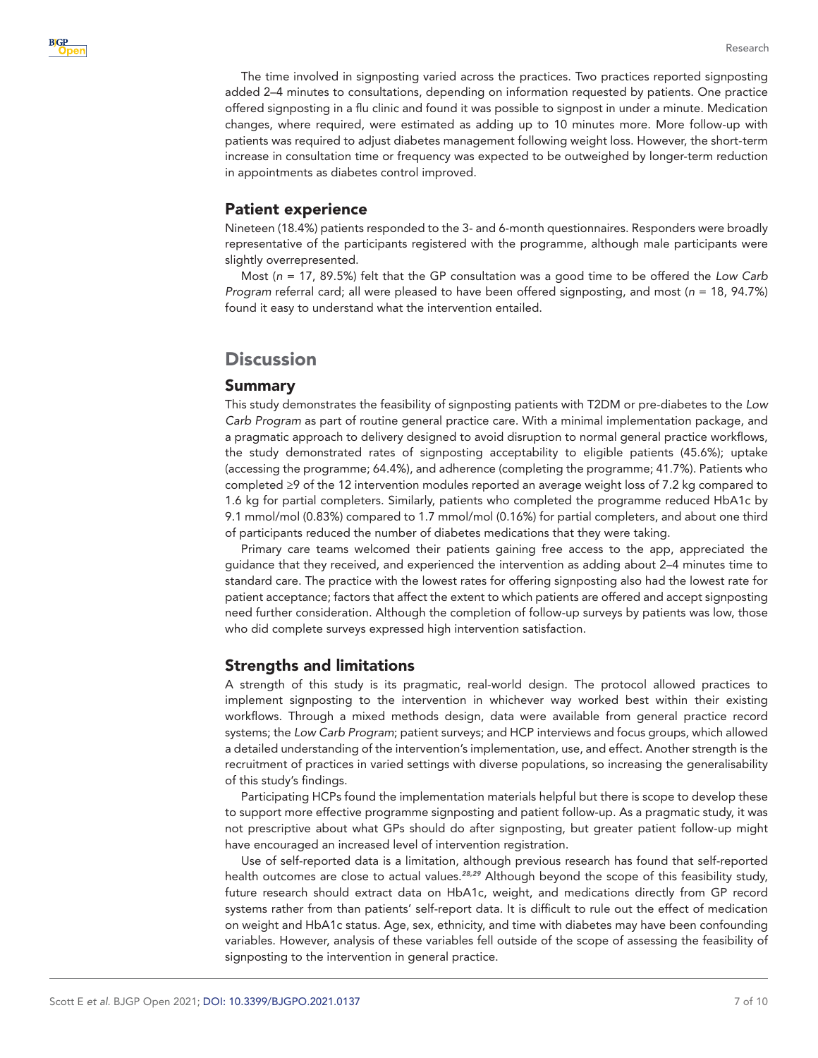The time involved in signposting varied across the practices. Two practices reported signposting added 2–4 minutes to consultations, depending on information requested by patients. One practice offered signposting in a flu clinic and found it was possible to signpost in under a minute. Medication changes, where required, were estimated as adding up to 10 minutes more. More follow-up with patients was required to adjust diabetes management following weight loss. However, the short-term increase in consultation time or frequency was expected to be outweighed by longer-term reduction in appointments as diabetes control improved.

## Patient experience

Nineteen (18.4%) patients responded to the 3- and 6-month questionnaires. Responders were broadly representative of the participants registered with the programme, although male participants were slightly overrepresented.

Most (*n* = 17, 89.5%) felt that the GP consultation was a good time to be offered the *Low Carb Program* referral card; all were pleased to have been offered signposting, and most (*n* = 18, 94.7%) found it easy to understand what the intervention entailed.

# Discussion

## Summary

This study demonstrates the feasibility of signposting patients with T2DM or pre-diabetes to the *Low Carb Program* as part of routine general practice care. With a minimal implementation package, and a pragmatic approach to delivery designed to avoid disruption to normal general practice workflows, the study demonstrated rates of signposting acceptability to eligible patients (45.6%); uptake (accessing the programme; 64.4%), and adherence (completing the programme; 41.7%). Patients who completed ≥9 of the 12 intervention modules reported an average weight loss of 7.2 kg compared to 1.6 kg for partial completers. Similarly, patients who completed the programme reduced HbA1c by 9.1 mmol/mol (0.83%) compared to 1.7 mmol/mol (0.16%) for partial completers, and about one third of participants reduced the number of diabetes medications that they were taking.

Primary care teams welcomed their patients gaining free access to the app, appreciated the guidance that they received, and experienced the intervention as adding about 2–4 minutes time to standard care. The practice with the lowest rates for offering signposting also had the lowest rate for patient acceptance; factors that affect the extent to which patients are offered and accept signposting need further consideration. Although the completion of follow-up surveys by patients was low, those who did complete surveys expressed high intervention satisfaction.

## Strengths and limitations

A strength of this study is its pragmatic, real-world design. The protocol allowed practices to implement signposting to the intervention in whichever way worked best within their existing workflows. Through a mixed methods design, data were available from general practice record systems; the *Low Carb Program*; patient surveys; and HCP interviews and focus groups, which allowed a detailed understanding of the intervention's implementation, use, and effect. Another strength is the recruitment of practices in varied settings with diverse populations, so increasing the generalisability of this study's findings.

Participating HCPs found the implementation materials helpful but there is scope to develop these to support more effective programme signposting and patient follow-up. As a pragmatic study, it was not prescriptive about what GPs should do after signposting, but greater patient follow-up might have encouraged an increased level of intervention registration.

Use of self-reported data is a limitation, although previous research has found that self-reported health outcomes are close to actual values.[28,29] Although beyond the scope of this feasibility study, future research should extract data on HbA1c, weight, and medications directly from GP record systems rather from than patients' self-report data. It is difficult to rule out the effect of medication on weight and HbA1c status. Age, sex, ethnicity, and time with diabetes may have been confounding variables. However, analysis of these variables fell outside of the scope of assessing the feasibility of signposting to the intervention in general practice.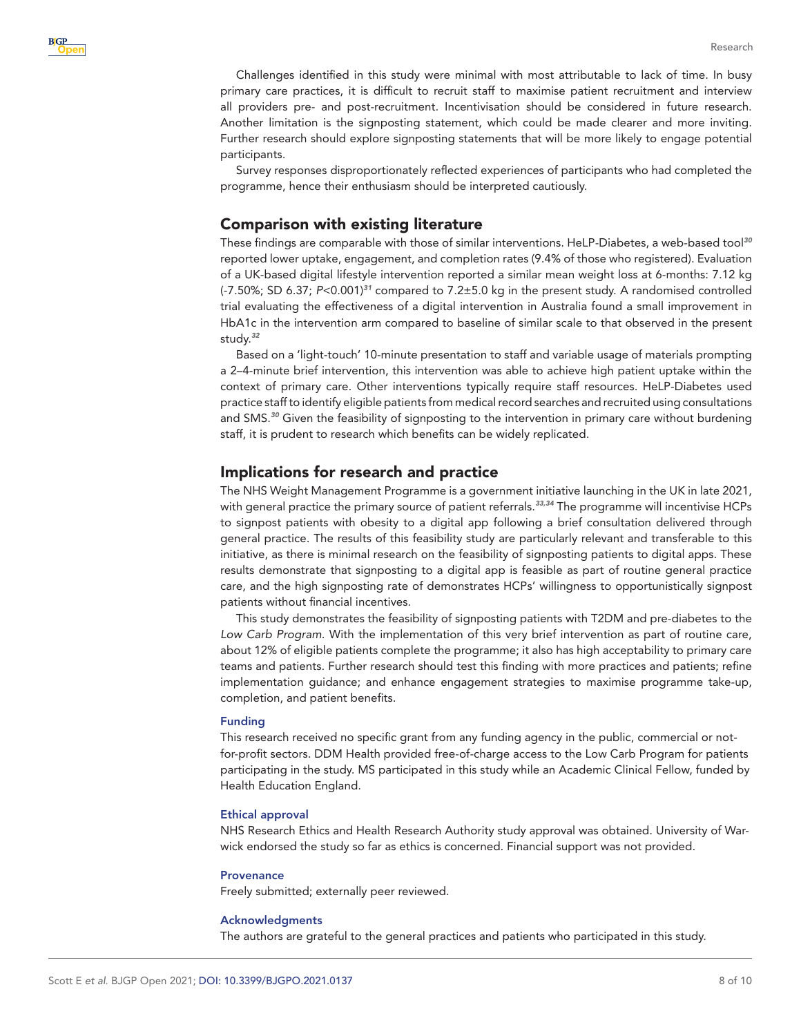Challenges identified in this study were minimal with most attributable to lack of time. In busy primary care practices, it is difficult to recruit staff to maximise patient recruitment and interview all providers pre- and post-recruitment. Incentivisation should be considered in future research. Another limitation is the signposting statement, which could be made clearer and more inviting. Further research should explore signposting statements that will be more likely to engage potential participants.

Survey responses disproportionately reflected experiences of participants who had completed the programme, hence their enthusiasm should be interpreted cautiously.

## Comparison with existing literature

These findings are comparable with those of similar interventions. HeLP-Diabetes, a web-based tool[30] reported lower uptake, engagement, and completion rates (9.4% of those who registered). Evaluation of a UK-based digital lifestyle intervention reported a similar mean weight loss at 6-months: 7.12 kg (-7.50%; SD 6.37; $P<0.001$)[31] compared to 7.2±5.0 kg in the present study. A randomised controlled trial evaluating the effectiveness of a digital intervention in Australia found a small improvement in HbA1c in the intervention arm compared to baseline of similar scale to that observed in the present study.[32]

Based on a 'light-touch' 10-minute presentation to staff and variable usage of materials prompting a 2–4-minute brief intervention, this intervention was able to achieve high patient uptake within the context of primary care. Other interventions typically require staff resources. HeLP-Diabetes used practice staff to identify eligible patients from medical record searches and recruited using consultations and SMS.[30] Given the feasibility of signposting to the intervention in primary care without burdening staff, it is prudent to research which benefits can be widely replicated.

## Implications for research and practice

The NHS Weight Management Programme is a government initiative launching in the UK in late 2021, with general practice the primary source of patient referrals.[33,34] The programme will incentivise HCPs to signpost patients with obesity to a digital app following a brief consultation delivered through general practice. The results of this feasibility study are particularly relevant and transferable to this initiative, as there is minimal research on the feasibility of signposting patients to digital apps. These results demonstrate that signposting to a digital app is feasible as part of routine general practice care, and the high signposting rate of demonstrates HCPs' willingness to opportunistically signpost patients without financial incentives.

This study demonstrates the feasibility of signposting patients with T2DM and pre-diabetes to the *Low Carb Program*. With the implementation of this very brief intervention as part of routine care, about 12% of eligible patients complete the programme; it also has high acceptability to primary care teams and patients. Further research should test this finding with more practices and patients; refine implementation guidance; and enhance engagement strategies to maximise programme take-up, completion, and patient benefits.

#### Funding

This research received no specific grant from any funding agency in the public, commercial or not-for-profit sectors. DDM Health provided free-of-charge access to the Low Carb Program for patients participating in the study. MS participated in this study while an Academic Clinical Fellow, funded by Health Education England.

#### Ethical approval

NHS Research Ethics and Health Research Authority study approval was obtained. University of Warwick endorsed the study so far as ethics is concerned. Financial support was not provided.

#### Provenance

Freely submitted; externally peer reviewed.

#### Acknowledgments

The authors are grateful to the general practices and patients who participated in this study.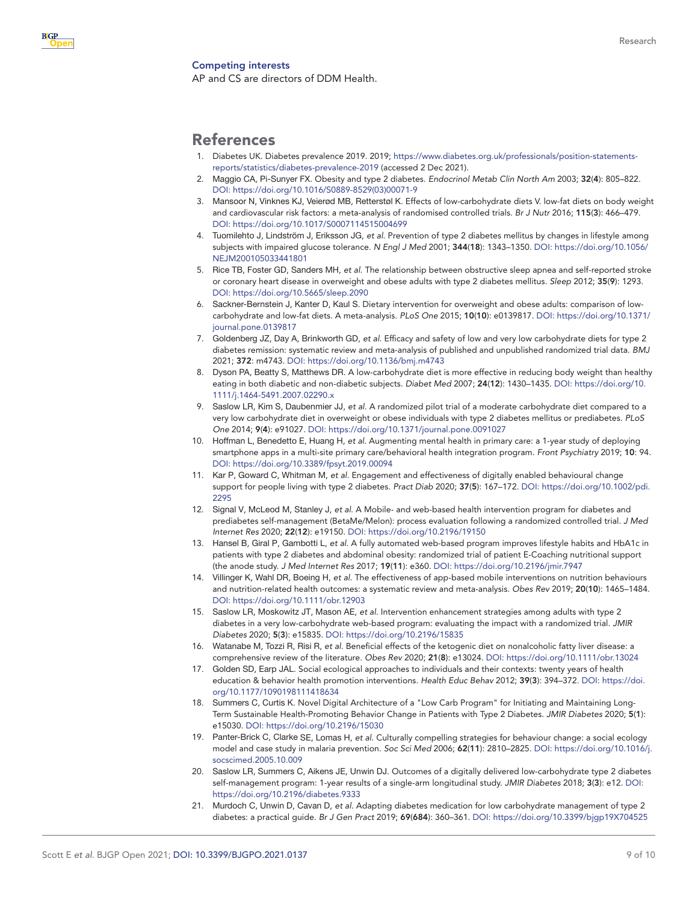### Competing interests

AP and CS are directors of DDM Health.

## References

1. Diabetes UK. Diabetes prevalence 2019. 2019; https://www.diabetes.org.uk/professionals/position-statements-reports/statistics/diabetes-prevalence-2019 (accessed 2 Dec 2021).
2. Maggio CA, Pi-Sunyer FX. Obesity and type 2 diabetes. *Endocrinol Metab Clin North Am* 2003; **32**(**4**): 805–822. DOI: https://doi.org/10.1016/S0889-8529(03)00071-9
3. Mansoor N, Vinknes KJ, Veierød MB, Retterstøl K. Effects of low-carbohydrate diets V. low-fat diets on body weight and cardiovascular risk factors: a meta-analysis of randomised controlled trials. *Br J Nutr* 2016; **115**(**3**): 466–479. DOI: https://doi.org/10.1017/S0007114515004699
4. Tuomilehto J, Lindström J, Eriksson JG, *et al*. Prevention of type 2 diabetes mellitus by changes in lifestyle among subjects with impaired glucose tolerance. *N Engl J Med* 2001; **344**(**18**): 1343–1350. DOI: https://doi.org/10.1056/NEJM200105033441801
5. Rice TB, Foster GD, Sanders MH, *et al*. The relationship between obstructive sleep apnea and self-reported stroke or coronary heart disease in overweight and obese adults with type 2 diabetes mellitus. *Sleep* 2012; **35**(**9**): 1293. DOI: https://doi.org/10.5665/sleep.2090
6. Sackner-Bernstein J, Kanter D, Kaul S. Dietary intervention for overweight and obese adults: comparison of low-carbohydrate and low-fat diets. A meta-analysis. *PLoS One* 2015; **10**(**10**): e0139817. DOI: https://doi.org/10.1371/journal.pone.0139817
7. Goldenberg JZ, Day A, Brinkworth GD, *et al*. Efficacy and safety of low and very low carbohydrate diets for type 2 diabetes remission: systematic review and meta-analysis of published and unpublished randomized trial data. *BMJ* 2021; **372**: m4743. DOI: https://doi.org/10.1136/bmj.m4743
8. Dyson PA, Beatty S, Matthews DR. A low-carbohydrate diet is more effective in reducing body weight than healthy eating in both diabetic and non-diabetic subjects. *Diabet Med* 2007; **24**(**12**): 1430–1435. DOI: https://doi.org/10.1111/j.1464-5491.2007.02290.x
9. Saslow LR, Kim S, Daubenmier JJ, *et al*. A randomized pilot trial of a moderate carbohydrate diet compared to a very low carbohydrate diet in overweight or obese individuals with type 2 diabetes mellitus or prediabetes. *PLoS One* 2014; **9**(**4**): e91027. DOI: https://doi.org/10.1371/journal.pone.0091027
10. Hoffman L, Benedetto E, Huang H, *et al*. Augmenting mental health in primary care: a 1-year study of deploying smartphone apps in a multi-site primary care/behavioral health integration program. *Front Psychiatry* 2019; **10**: 94. DOI: https://doi.org/10.3389/fpsyt.2019.00094
11. Kar P, Goward C, Whitman M, *et al*. Engagement and effectiveness of digitally enabled behavioural change support for people living with type 2 diabetes. *Pract Diab* 2020; **37**(**5**): 167–172. DOI: https://doi.org/10.1002/pdi.2295
12. Signal V, McLeod M, Stanley J, *et al*. A Mobile- and web-based health intervention program for diabetes and prediabetes self-management (BetaMe/Melon): process evaluation following a randomized controlled trial. *J Med Internet Res* 2020; **22**(**12**): e19150. DOI: https://doi.org/10.2196/19150
13. Hansel B, Giral P, Gambotti L, *et al*. A fully automated web-based program improves lifestyle habits and HbA1c in patients with type 2 diabetes and abdominal obesity: randomized trial of patient E-Coaching nutritional support (the anode study. *J Med Internet Res* 2017; **19**(**11**): e360. DOI: https://doi.org/10.2196/jmir.7947
14. Villinger K, Wahl DR, Boeing H, *et al*. The effectiveness of app-based mobile interventions on nutrition behaviours and nutrition-related health outcomes: a systematic review and meta-analysis. *Obes Rev* 2019; **20**(**10**): 1465–1484. DOI: https://doi.org/10.1111/obr.12903
15. Saslow LR, Moskowitz JT, Mason AE, *et al*. Intervention enhancement strategies among adults with type 2 diabetes in a very low-carbohydrate web-based program: evaluating the impact with a randomized trial. *JMIR Diabetes* 2020; **5**(**3**): e15835. DOI: https://doi.org/10.2196/15835
16. Watanabe M, Tozzi R, Risi R, *et al*. Beneficial effects of the ketogenic diet on nonalcoholic fatty liver disease: a comprehensive review of the literature. *Obes Rev* 2020; **21**(**8**): e13024. DOI: https://doi.org/10.1111/obr.13024
17. Golden SD, Earp JAL. Social ecological approaches to individuals and their contexts: twenty years of health education & behavior health promotion interventions. *Health Educ Behav* 2012; **39**(**3**): 394–372. DOI: https://doi.org/10.1177/1090198111418634
18. Summers C, Curtis K. Novel Digital Architecture of a "Low Carb Program" for Initiating and Maintaining Long-Term Sustainable Health-Promoting Behavior Change in Patients with Type 2 Diabetes. *JMIR Diabetes* 2020; **5**(**1**): e15030. DOI: https://doi.org/10.2196/15030
19. Panter-Brick C, Clarke SE, Lomas H, *et al*. Culturally compelling strategies for behaviour change: a social ecology model and case study in malaria prevention. *Soc Sci Med* 2006; **62**(**11**): 2810–2825. DOI: https://doi.org/10.1016/j.socscimed.2005.10.009
20. Saslow LR, Summers C, Aikens JE, Unwin DJ. Outcomes of a digitally delivered low-carbohydrate type 2 diabetes self-management program: 1-year results of a single-arm longitudinal study. *JMIR Diabetes* 2018; **3**(**3**): e12. DOI: https://doi.org/10.2196/diabetes.9333
21. Murdoch C, Unwin D, Cavan D, *et al*. Adapting diabetes medication for low carbohydrate management of type 2 diabetes: a practical guide. *Br J Gen Pract* 2019; **69**(**684**): 360–361. DOI: https://doi.org/10.3399/bjgp19X704525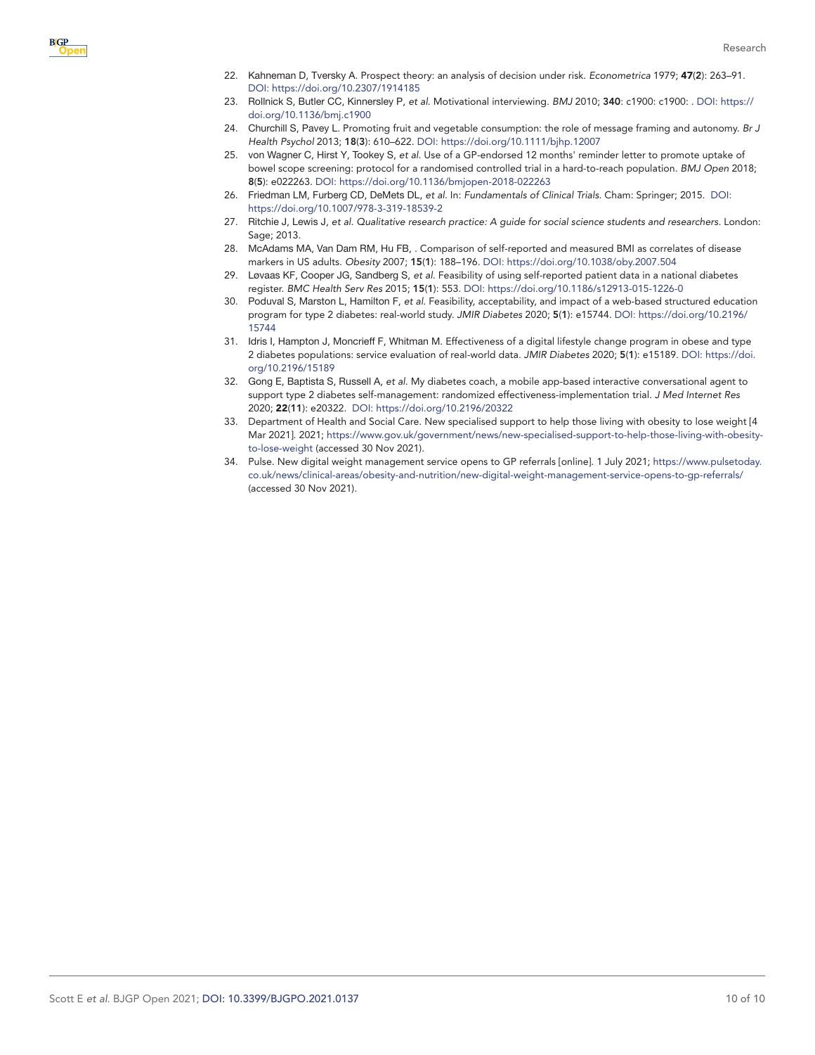22. Kahneman D, Tversky A. Prospect theory: an analysis of decision under risk. *Econometrica* 1979; **47**(**2**): 263–91. DOI: https://doi.org/10.2307/1914185
23. Rollnick S, Butler CC, Kinnersley P, *et al*. Motivational interviewing. *BMJ* 2010; **340**: c1900: c1900: . DOI: https://doi.org/10.1136/bmj.c1900
24. Churchill S, Pavey L. Promoting fruit and vegetable consumption: the role of message framing and autonomy. *Br J Health Psychol* 2013; **18**(**3**): 610–622. DOI: https://doi.org/10.1111/bjhp.12007
25. von Wagner C, Hirst Y, Tookey S, *et al*. Use of a GP-endorsed 12 months' reminder letter to promote uptake of bowel scope screening: protocol for a randomised controlled trial in a hard-to-reach population. *BMJ Open* 2018; **8**(**5**): e022263. DOI: https://doi.org/10.1136/bmjopen-2018-022263
26. Friedman LM, Furberg CD, DeMets DL, *et al*. In: *Fundamentals of Clinical Trials*. Cham: Springer; 2015. DOI: https://doi.org/10.1007/978-3-319-18539-2
27. Ritchie J, Lewis J, *et al*. *Qualitative research practice: A guide for social science students and researchers*. London: Sage; 2013.
28. McAdams MA, Van Dam RM, Hu FB, . Comparison of self-reported and measured BMI as correlates of disease markers in US adults. *Obesity* 2007; **15**(**1**): 188–196. DOI: https://doi.org/10.1038/oby.2007.504
29. Løvaas KF, Cooper JG, Sandberg S, *et al*. Feasibility of using self-reported patient data in a national diabetes register. *BMC Health Serv Res* 2015; **15**(**1**): 553. DOI: https://doi.org/10.1186/s12913-015-1226-0
30. Poduval S, Marston L, Hamilton F, *et al*. Feasibility, acceptability, and impact of a web-based structured education program for type 2 diabetes: real-world study. *JMIR Diabetes* 2020; **5**(**1**): e15744. DOI: https://doi.org/10.2196/15744
31. Idris I, Hampton J, Moncrieff F, Whitman M. Effectiveness of a digital lifestyle change program in obese and type 2 diabetes populations: service evaluation of real-world data. *JMIR Diabetes* 2020; **5**(**1**): e15189. DOI: https://doi.org/10.2196/15189
32. Gong E, Baptista S, Russell A, *et al*. My diabetes coach, a mobile app-based interactive conversational agent to support type 2 diabetes self-management: randomized effectiveness-implementation trial. *J Med Internet Res* 2020; **22**(**11**): e20322. DOI: https://doi.org/10.2196/20322
33. Department of Health and Social Care. New specialised support to help those living with obesity to lose weight [4 Mar 2021]. 2021; https://www.gov.uk/government/news/new-specialised-support-to-help-those-living-with-obesity-to-lose-weight (accessed 30 Nov 2021).
34. Pulse. New digital weight management service opens to GP referrals [online]. 1 July 2021; https://www.pulsetoday.co.uk/news/clinical-areas/obesity-and-nutrition/new-digital-weight-management-service-opens-to-gp-referrals/ (accessed 30 Nov 2021).